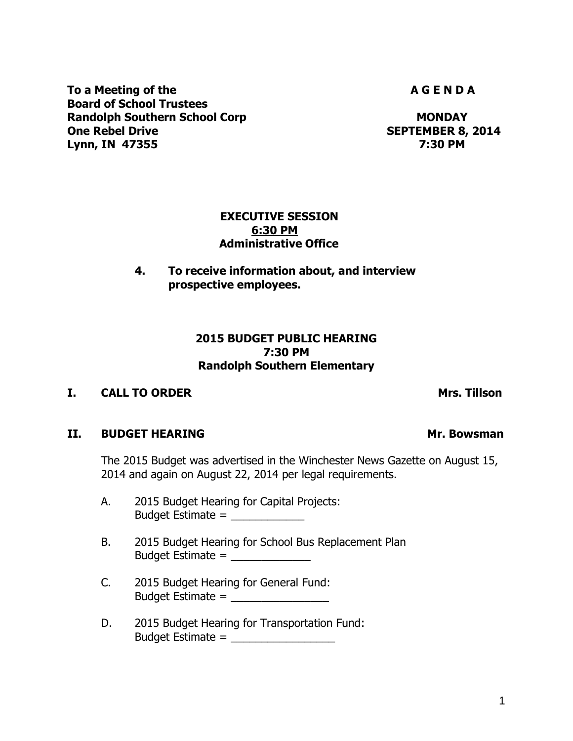**To a Meeting of the**
**Board of School Trustees**
**Randolph Southern School Corp**
**One Rebel Drive**
**Lynn, IN 47355**

**A G E N D A**

**MONDAY**
**SEPTEMBER 8, 2014**
**7:30 PM**

**EXECUTIVE SESSION**
**<u>6:30 PM</u>**
**Administrative Office**

**4. To receive information about, and interview prospective employees.**

**2015 BUDGET PUBLIC HEARING**
**7:30 PM**
**Randolph Southern Elementary**

**I. CALL TO ORDER** — **Mrs. Tillson**

**II. BUDGET HEARING** — **Mr. Bowsman**

The 2015 Budget was advertised in the Winchester News Gazette on August 15, 2014 and again on August 22, 2014 per legal requirements.

A. 2015 Budget Hearing for Capital Projects:
Budget Estimate = ____________

B. 2015 Budget Hearing for School Bus Replacement Plan
Budget Estimate = _____________

C. 2015 Budget Hearing for General Fund:
Budget Estimate = ________________

D. 2015 Budget Hearing for Transportation Fund:
Budget Estimate = _________________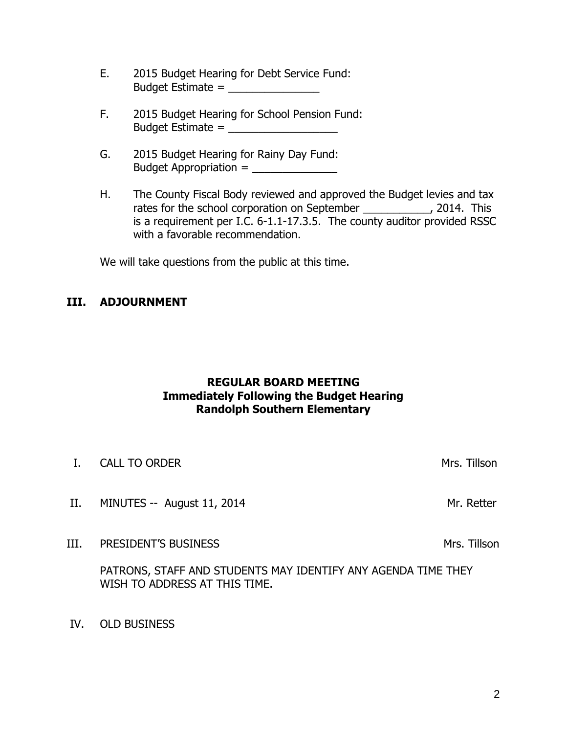E. 2015 Budget Hearing for Debt Service Fund:
Budget Estimate = _______________

F. 2015 Budget Hearing for School Pension Fund:
Budget Estimate = __________________

G. 2015 Budget Hearing for Rainy Day Fund:
Budget Appropriation = ______________

H. The County Fiscal Body reviewed and approved the Budget levies and tax rates for the school corporation on September ___________, 2014. This is a requirement per I.C. 6-1.1-17.3.5. The county auditor provided RSSC with a favorable recommendation.

We will take questions from the public at this time.

**III. ADJOURNMENT**

## REGULAR BOARD MEETING
## Immediately Following the Budget Hearing
## Randolph Southern Elementary

I. CALL TO ORDER — Mrs. Tillson

II. MINUTES -- August 11, 2014 — Mr. Retter

III. PRESIDENT'S BUSINESS — Mrs. Tillson

PATRONS, STAFF AND STUDENTS MAY IDENTIFY ANY AGENDA TIME THEY WISH TO ADDRESS AT THIS TIME.

IV. OLD BUSINESS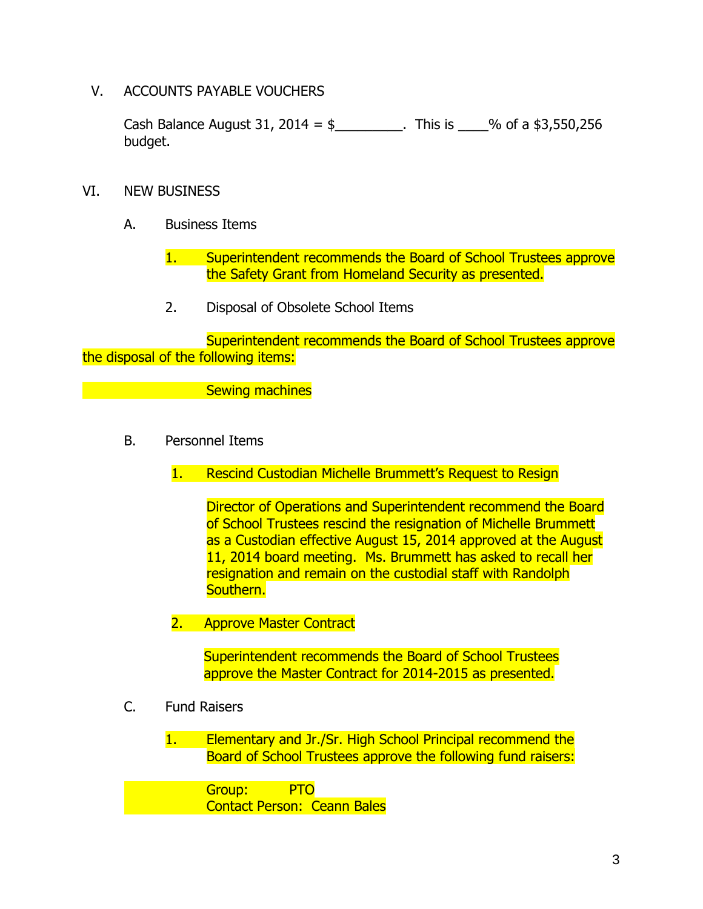V. ACCOUNTS PAYABLE VOUCHERS

Cash Balance August 31, 2014 = $_________. This is ____% of a $3,550,256 budget.

VI. NEW BUSINESS

A. Business Items

1. Superintendent recommends the Board of School Trustees approve the Safety Grant from Homeland Security as presented.

2. Disposal of Obsolete School Items

Superintendent recommends the Board of School Trustees approve the disposal of the following items:

Sewing machines

B. Personnel Items

1. Rescind Custodian Michelle Brummett's Request to Resign

Director of Operations and Superintendent recommend the Board of School Trustees rescind the resignation of Michelle Brummett as a Custodian effective August 15, 2014 approved at the August 11, 2014 board meeting. Ms. Brummett has asked to recall her resignation and remain on the custodial staff with Randolph Southern.

2. Approve Master Contract

Superintendent recommends the Board of School Trustees approve the Master Contract for 2014-2015 as presented.

C. Fund Raisers

1. Elementary and Jr./Sr. High School Principal recommend the Board of School Trustees approve the following fund raisers:

Group: PTO
Contact Person: Ceann Bales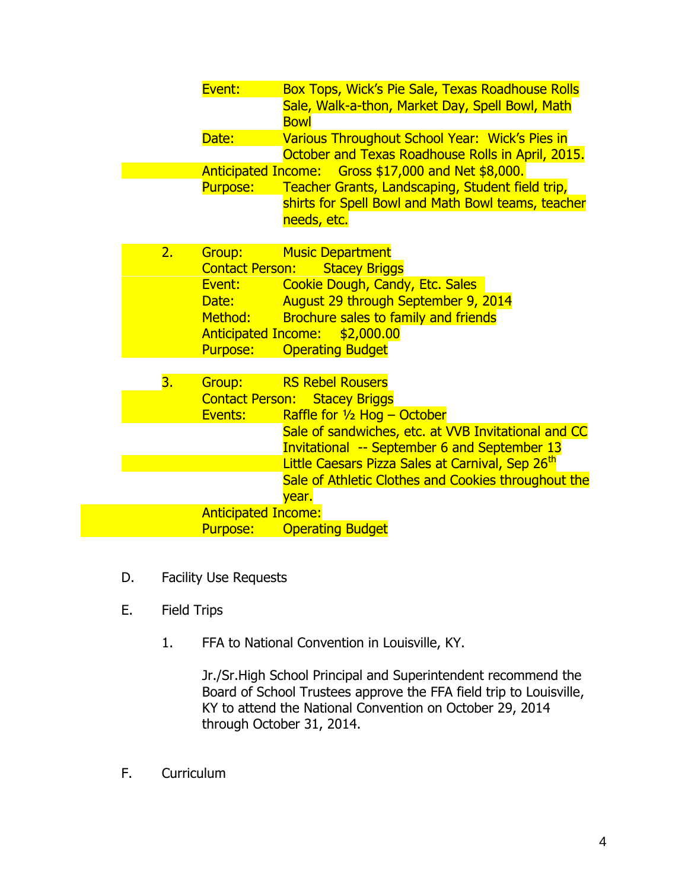Event: Box Tops, Wick's Pie Sale, Texas Roadhouse Rolls Sale, Walk-a-thon, Market Day, Spell Bowl, Math Bowl
Date: Various Throughout School Year: Wick's Pies in October and Texas Roadhouse Rolls in April, 2015.
Anticipated Income: Gross $17,000 and Net $8,000.
Purpose: Teacher Grants, Landscaping, Student field trip, shirts for Spell Bowl and Math Bowl teams, teacher needs, etc.

2. Group: Music Department
   Contact Person: Stacey Briggs
   Event: Cookie Dough, Candy, Etc. Sales
   Date: August 29 through September 9, 2014
   Method: Brochure sales to family and friends
   Anticipated Income: $2,000.00
   Purpose: Operating Budget

3. Group: RS Rebel Rousers
   Contact Person: Stacey Briggs
   Events: Raffle for ½ Hog – October
   Sale of sandwiches, etc. at VVB Invitational and CC Invitational -- September 6 and September 13
   Little Caesars Pizza Sales at Carnival, Sep 26th
   Sale of Athletic Clothes and Cookies throughout the year.
   Anticipated Income:
   Purpose: Operating Budget

D. Facility Use Requests

E. Field Trips

1. FFA to National Convention in Louisville, KY.

   Jr./Sr.High School Principal and Superintendent recommend the Board of School Trustees approve the FFA field trip to Louisville, KY to attend the National Convention on October 29, 2014 through October 31, 2014.

F. Curriculum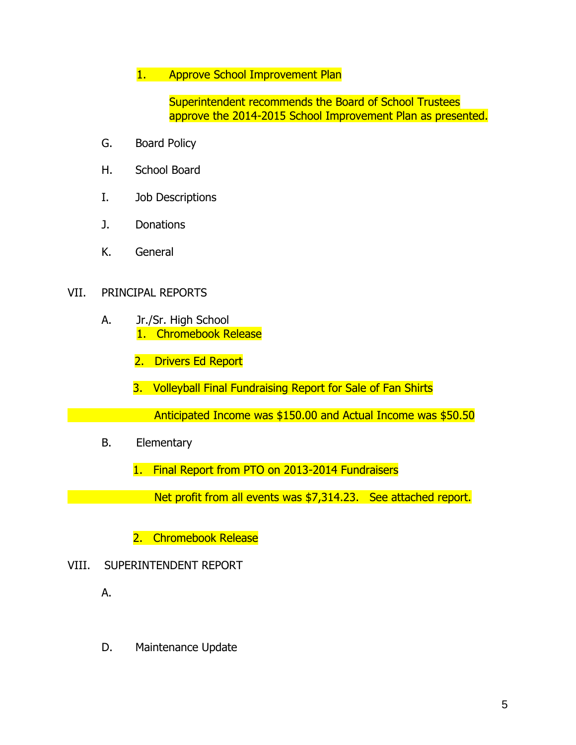1. Approve School Improvement Plan

   Superintendent recommends the Board of School Trustees approve the 2014-2015 School Improvement Plan as presented.

G. Board Policy

H. School Board

I. Job Descriptions

J. Donations

K. General

VII. PRINCIPAL REPORTS

A. Jr./Sr. High School

1. Chromebook Release

2. Drivers Ed Report

3. Volleyball Final Fundraising Report for Sale of Fan Shirts

   Anticipated Income was $150.00 and Actual Income was $50.50

B. Elementary

1. Final Report from PTO on 2013-2014 Fundraisers

   Net profit from all events was $7,314.23. See attached report.

2. Chromebook Release

VIII. SUPERINTENDENT REPORT

A.

D. Maintenance Update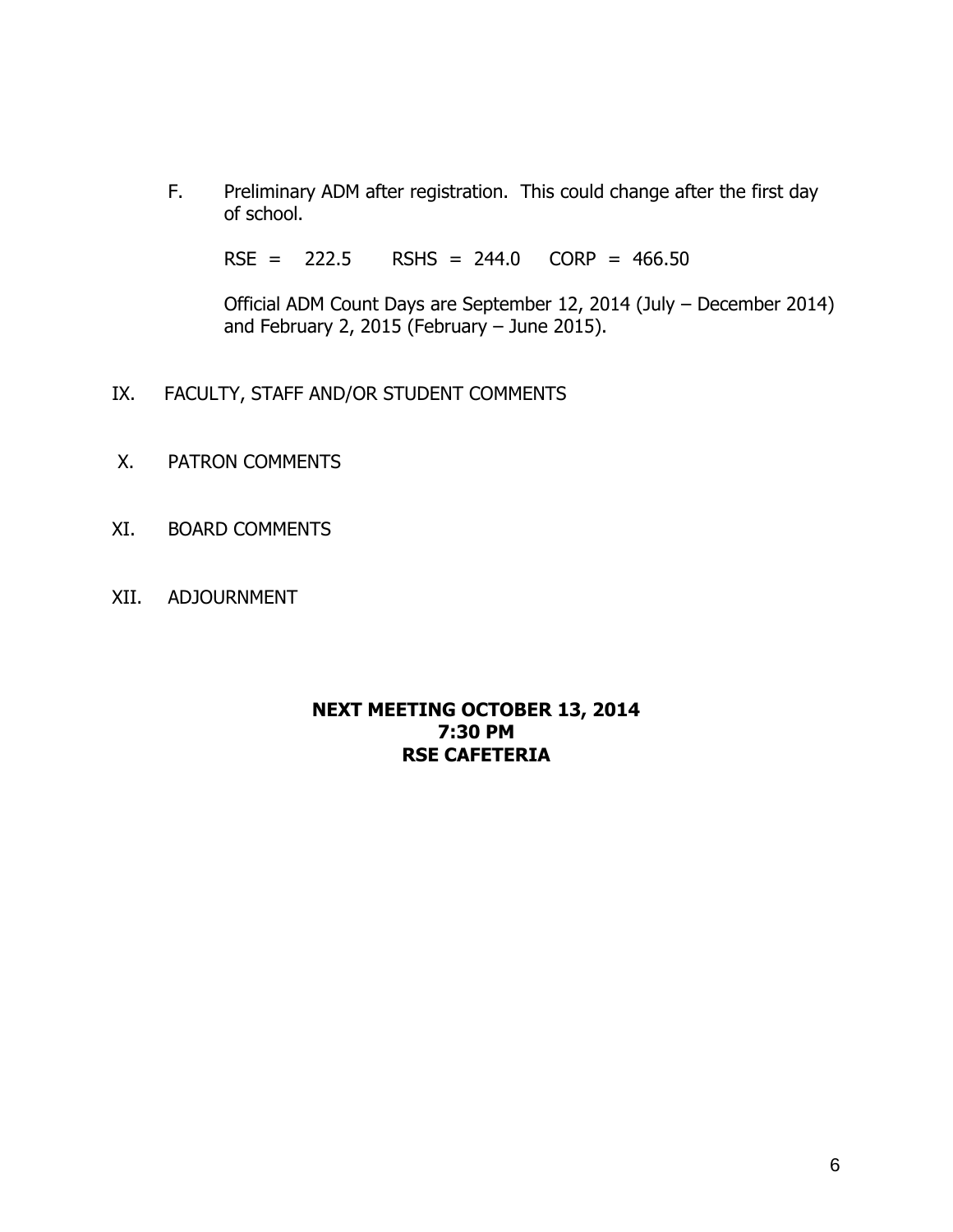F. Preliminary ADM after registration. This could change after the first day of school.

RSE = 222.5 RSHS = 244.0 CORP = 466.50

Official ADM Count Days are September 12, 2014 (July – December 2014) and February 2, 2015 (February – June 2015).

IX. FACULTY, STAFF AND/OR STUDENT COMMENTS

X. PATRON COMMENTS

XI. BOARD COMMENTS

XII. ADJOURNMENT

**NEXT MEETING OCTOBER 13, 2014**
**7:30 PM**
**RSE CAFETERIA**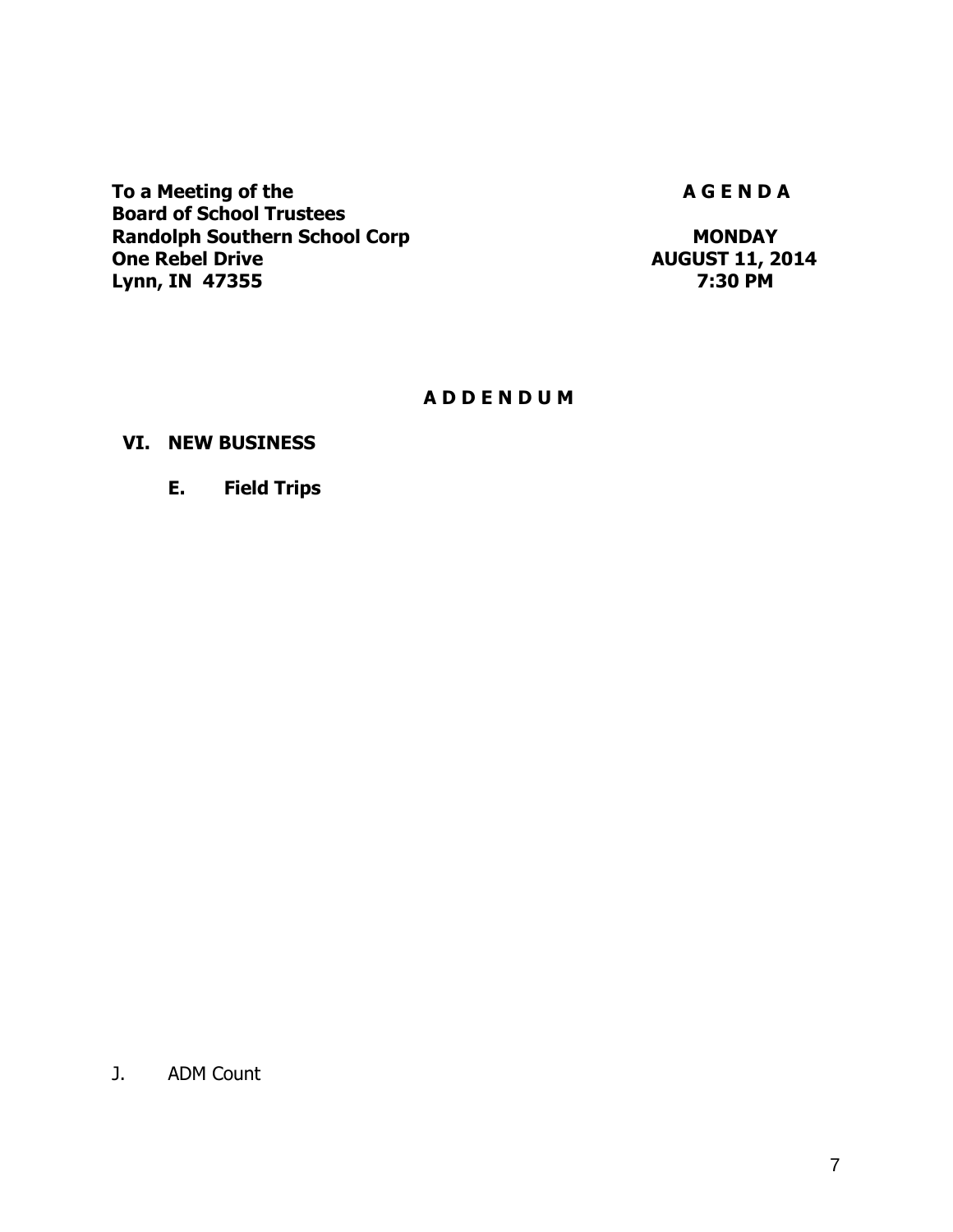**To a Meeting of the**
**Board of School Trustees**
**Randolph Southern School Corp**
**One Rebel Drive**
**Lynn, IN 47355**

**A G E N D A**

**MONDAY**
**AUGUST 11, 2014**
**7:30 PM**

## A D D E N D U M

### VI. NEW BUSINESS

**E. Field Trips**

J. ADM Count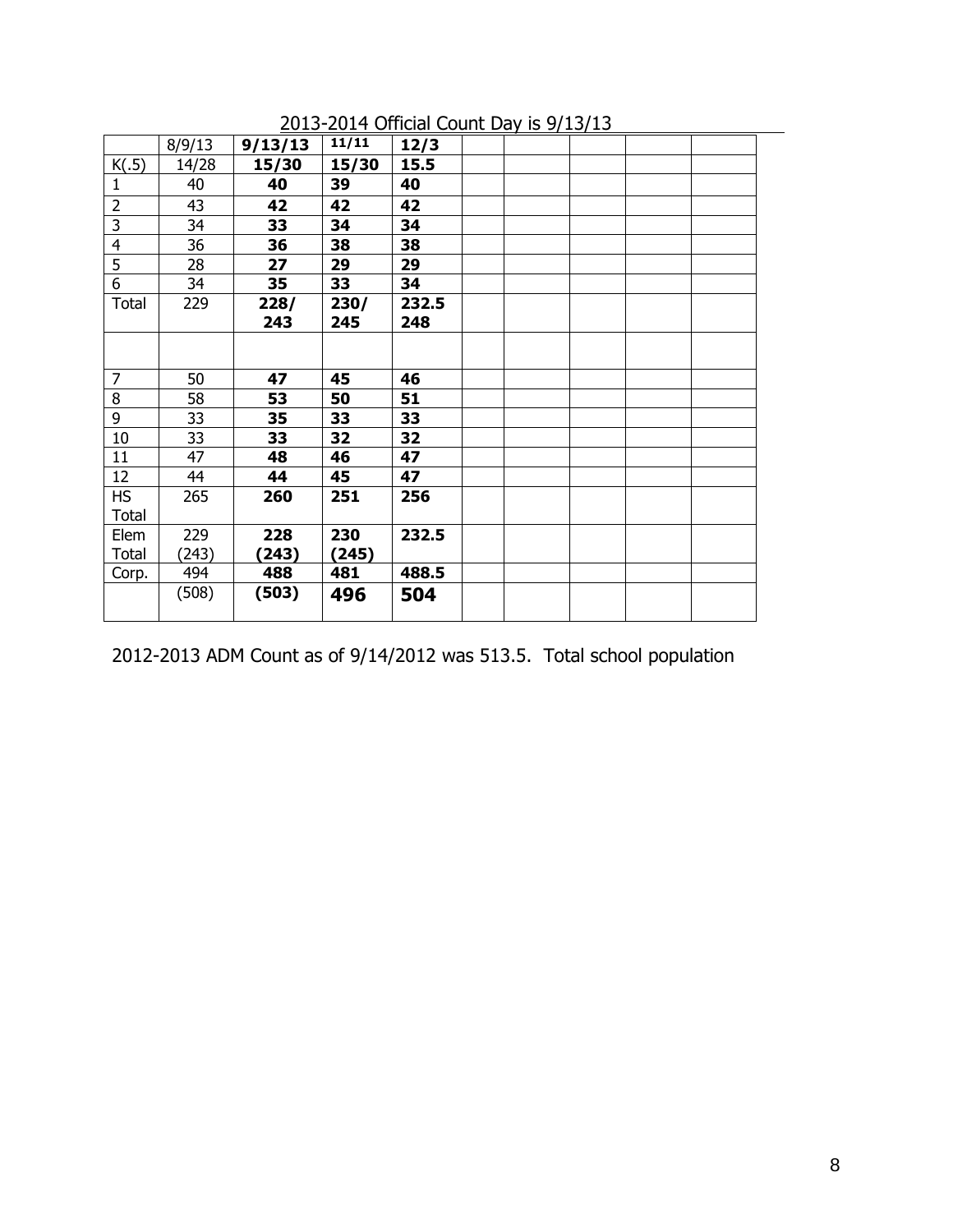2013-2014 Official Count Day is 9/13/13

| | 8/9/13 | 9/13/13 | 11/11 | 12/3 | | | | | |
|---|---|---|---|---|---|---|---|---|---|
| K(.5) | 14/28 | **15/30** | **15/30** | **15.5** | | | | | |
| 1 | 40 | **40** | **39** | **40** | | | | | |
| 2 | 43 | **42** | **42** | **42** | | | | | |
| 3 | 34 | **33** | **34** | **34** | | | | | |
| 4 | 36 | **36** | **38** | **38** | | | | | |
| 5 | 28 | **27** | **29** | **29** | | | | | |
| 6 | 34 | **35** | **33** | **34** | | | | | |
| Total | 229 | **228/ 243** | **230/ 245** | **232.5 248** | | | | | |
| | | | | | | | | | |
| 7 | 50 | **47** | **45** | **46** | | | | | |
| 8 | 58 | **53** | **50** | **51** | | | | | |
| 9 | 33 | **35** | **33** | **33** | | | | | |
| 10 | 33 | **33** | **32** | **32** | | | | | |
| 11 | 47 | **48** | **46** | **47** | | | | | |
| 12 | 44 | **44** | **45** | **47** | | | | | |
| HS Total | 265 | **260** | **251** | **256** | | | | | |
| Elem Total | 229 (243) | **228 (243)** | **230 (245)** | **232.5** | | | | | |
| Corp. | 494 | **488** | **481** | **488.5** | | | | | |
| | (508) | **(503)** | **496** | **504** | | | | | |

2012-2013 ADM Count as of 9/14/2012 was 513.5. Total school population